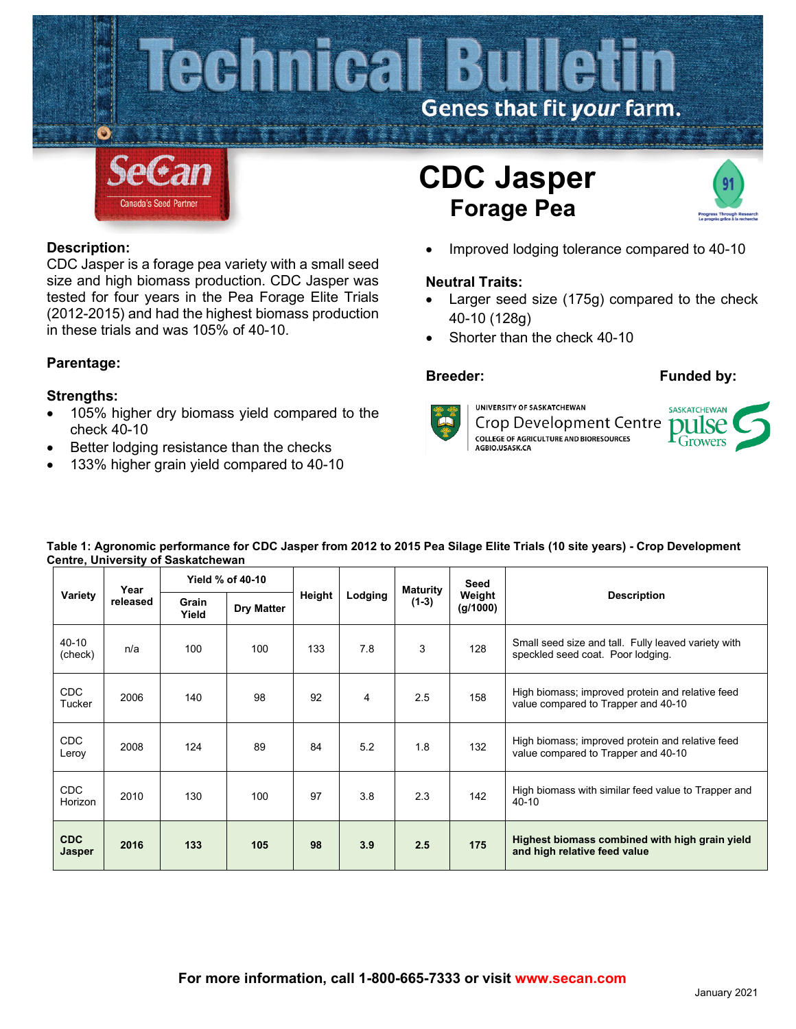# Technical Bulletin

Genes that fit *your* farm.

SeCan
Canada's Seed Partner

# CDC Jasper
## Forage Pea

### Description:

CDC Jasper is a forage pea variety with a small seed size and high biomass production. CDC Jasper was tested for four years in the Pea Forage Elite Trials (2012-2015) and had the highest biomass production in these trials and was 105% of 40-10.

### Parentage:

### Strengths:

- 105% higher dry biomass yield compared to the check 40-10
- Better lodging resistance than the checks
- 133% higher grain yield compared to 40-10
- Improved lodging tolerance compared to 40-10

### Neutral Traits:

- Larger seed size (175g) compared to the check 40-10 (128g)
- Shorter than the check 40-10

### Breeder:

University of Saskatchewan Crop Development Centre
College of Agriculture and Bioresources
AGBIO.USASK.CA

### Funded by:

Saskatchewan Pulse Growers

**Table 1: Agronomic performance for CDC Jasper from 2012 to 2015 Pea Silage Elite Trials (10 site years) - Crop Development Centre, University of Saskatchewan**

| Variety | Year released | Yield % of 40-10 | | Height | Lodging | Maturity (1-3) | Seed Weight (g/1000) | Description |
|---|---|---|---|---|---|---|---|---|
| | | Grain Yield | Dry Matter | | | | | |
| 40-10 (check) | n/a | 100 | 100 | 133 | 7.8 | 3 | 128 | Small seed size and tall. Fully leaved variety with speckled seed coat. Poor lodging. |
| CDC Tucker | 2006 | 140 | 98 | 92 | 4 | 2.5 | 158 | High biomass; improved protein and relative feed value compared to Trapper and 40-10 |
| CDC Leroy | 2008 | 124 | 89 | 84 | 5.2 | 1.8 | 132 | High biomass; improved protein and relative feed value compared to Trapper and 40-10 |
| CDC Horizon | 2010 | 130 | 100 | 97 | 3.8 | 2.3 | 142 | High biomass with similar feed value to Trapper and 40-10 |
| **CDC Jasper** | **2016** | **133** | **105** | **98** | **3.9** | **2.5** | **175** | **Highest biomass combined with high grain yield and high relative feed value** |

**For more information, call 1-800-665-7333 or visit www.secan.com**

January 2021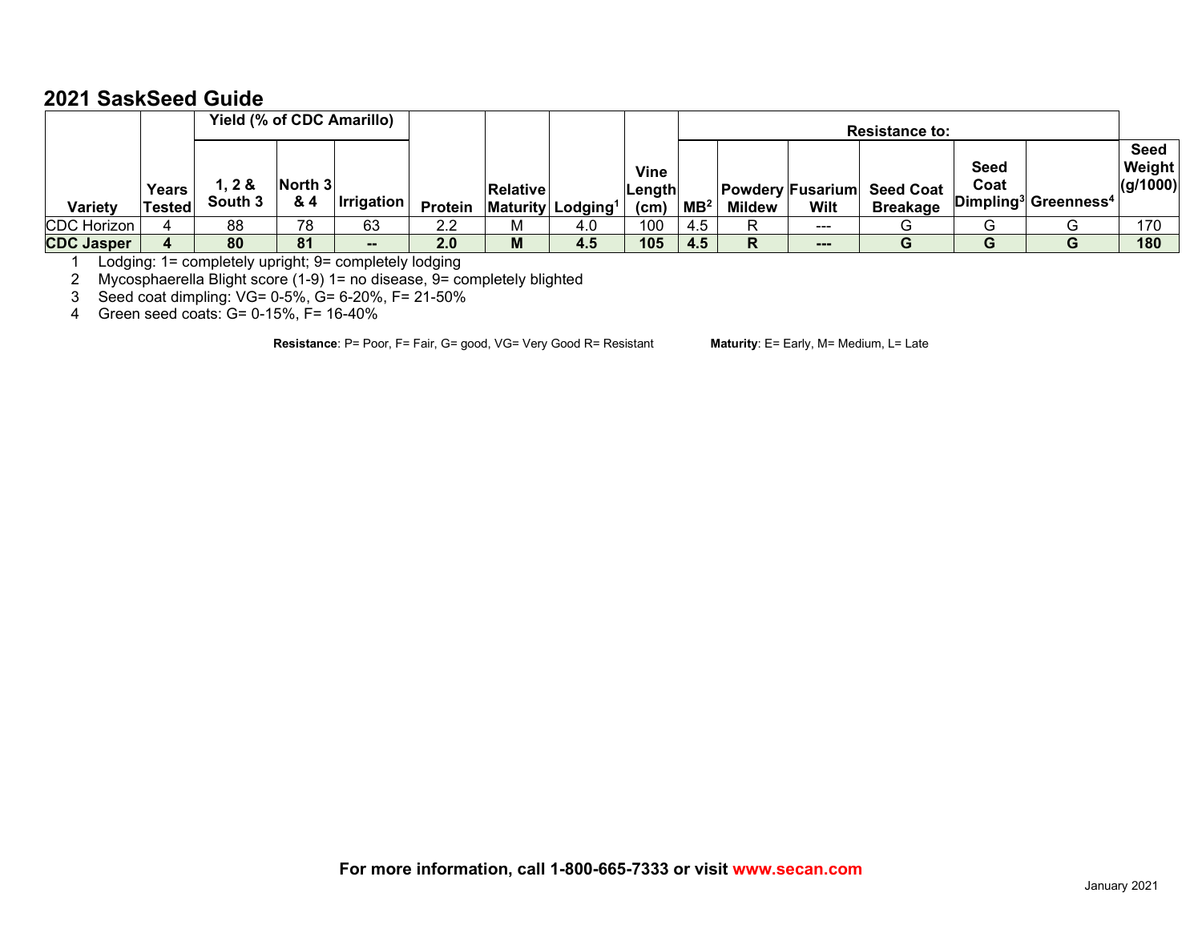## 2021 SaskSeed Guide

| Variety | Years Tested | Yield (% of CDC Amarillo) | | | Protein | Relative Maturity | Lodging[1] | Vine Length (cm) | Resistance to: | | | | | | Seed Weight (g/1000) |
|---|---|---|---|---|---|---|---|---|---|---|---|---|---|---|---|
| | | 1, 2 & South 3 | North 3 & 4 | Irrigation | | | | | MB[2] | Powdery Mildew | Fusarium Wilt | Seed Coat Breakage | Seed Coat Dimpling[3] | Greenness[4] | |
| CDC Horizon | 4 | 88 | 78 | 63 | 2.2 | M | 4.0 | 100 | 4.5 | R | --- | G | G | G | 170 |
| **CDC Jasper** | **4** | **80** | **81** | **--** | **2.0** | **M** | **4.5** | **105** | **4.5** | **R** | **---** | **G** | **G** | **G** | **180** |

1 Lodging: 1= completely upright; 9= completely lodging
2 Mycosphaerella Blight score (1-9) 1= no disease, 9= completely blighted
3 Seed coat dimpling: VG= 0-5%, G= 6-20%, F= 21-50%
4 Green seed coats: G= 0-15%, F= 16-40%

**Resistance**: P= Poor, F= Fair, G= good, VG= Very Good R= Resistant

**Maturity**: E= Early, M= Medium, L= Late

**For more information, call 1-800-665-7333 or visit www.secan.com**

January 2021